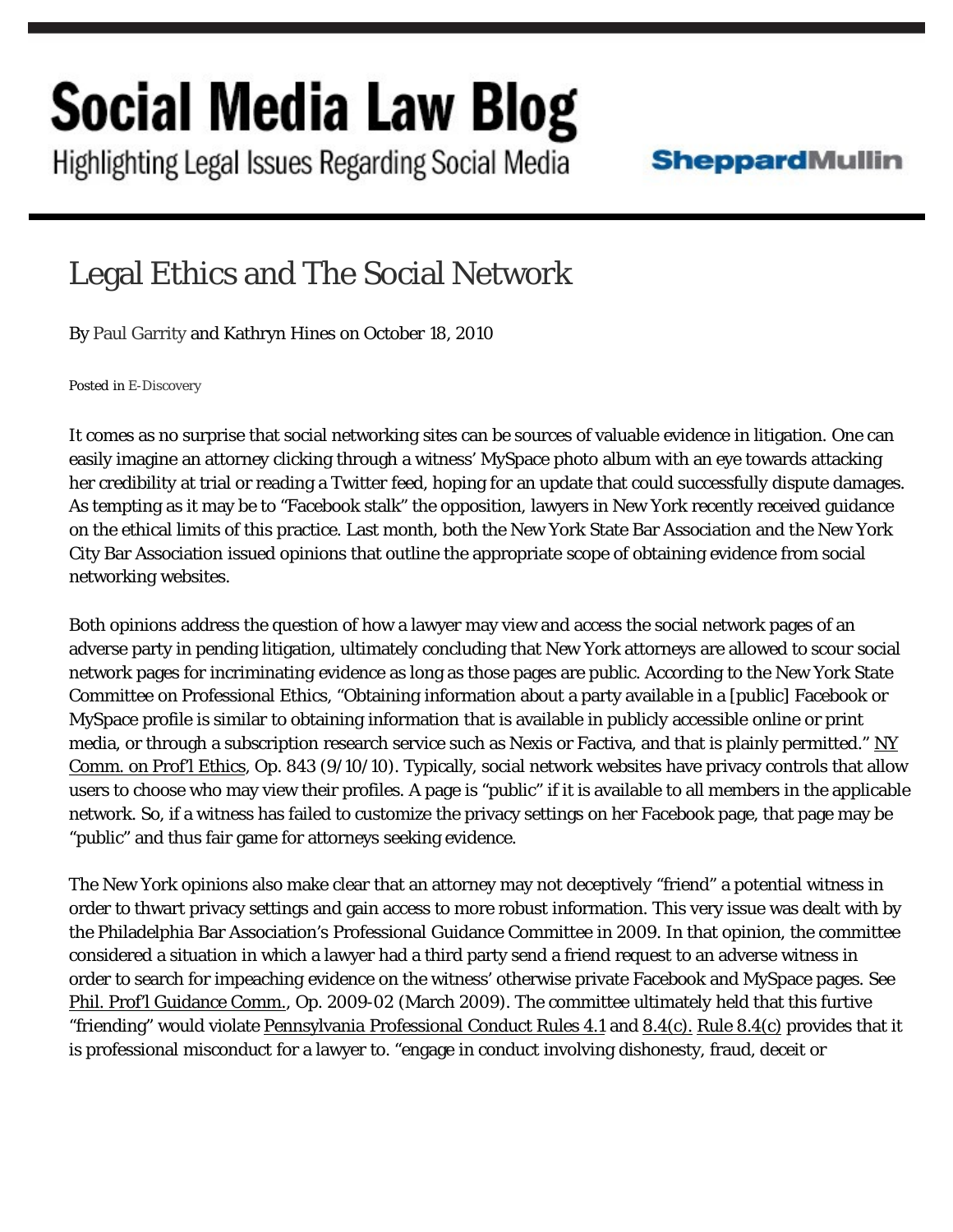# Social Media Law Blog

Highlighting Legal Issues Regarding Social Media

SheppardMullin

## Legal Ethics and The Social Network

By Paul Garrity and Kathryn Hines on October 18, 2010

Posted in E-Discovery

It comes as no surprise that social networking sites can be sources of valuable evidence in litigation. One can easily imagine an attorney clicking through a witness' MySpace photo album with an eye towards attacking her credibility at trial or reading a Twitter feed, hoping for an update that could successfully dispute damages. As tempting as it may be to "Facebook stalk" the opposition, lawyers in New York recently received guidance on the ethical limits of this practice. Last month, both the New York State Bar Association and the New York City Bar Association issued opinions that outline the appropriate scope of obtaining evidence from social networking websites.

Both opinions address the question of how a lawyer may view and access the social network pages of an adverse party in pending litigation, ultimately concluding that New York attorneys are allowed to scour social network pages for incriminating evidence as long as those pages are public. According to the New York State Committee on Professional Ethics, "Obtaining information about a party available in a [public] Facebook or MySpace profile is similar to obtaining information that is available in publicly accessible online or print media, or through a subscription research service such as Nexis or Factiva, and that is plainly permitted." NY Comm. on Prof'l Ethics, Op. 843 (9/10/10). Typically, social network websites have privacy controls that allow users to choose who may view their profiles. A page is "public" if it is available to all members in the applicable network. So, if a witness has failed to customize the privacy settings on her Facebook page, that page may be "public" and thus fair game for attorneys seeking evidence.

The New York opinions also make clear that an attorney may not deceptively "friend" a potential witness in order to thwart privacy settings and gain access to more robust information. This very issue was dealt with by the Philadelphia Bar Association's Professional Guidance Committee in 2009. In that opinion, the committee considered a situation in which a lawyer had a third party send a friend request to an adverse witness in order to search for impeaching evidence on the witness' otherwise private Facebook and MySpace pages. See Phil. Prof'l Guidance Comm., Op. 2009-02 (March 2009). The committee ultimately held that this furtive "friending" would violate Pennsylvania Professional Conduct Rules 4.1 and 8.4(c). Rule 8.4(c) provides that it is professional misconduct for a lawyer to. "engage in conduct involving dishonesty, fraud, deceit or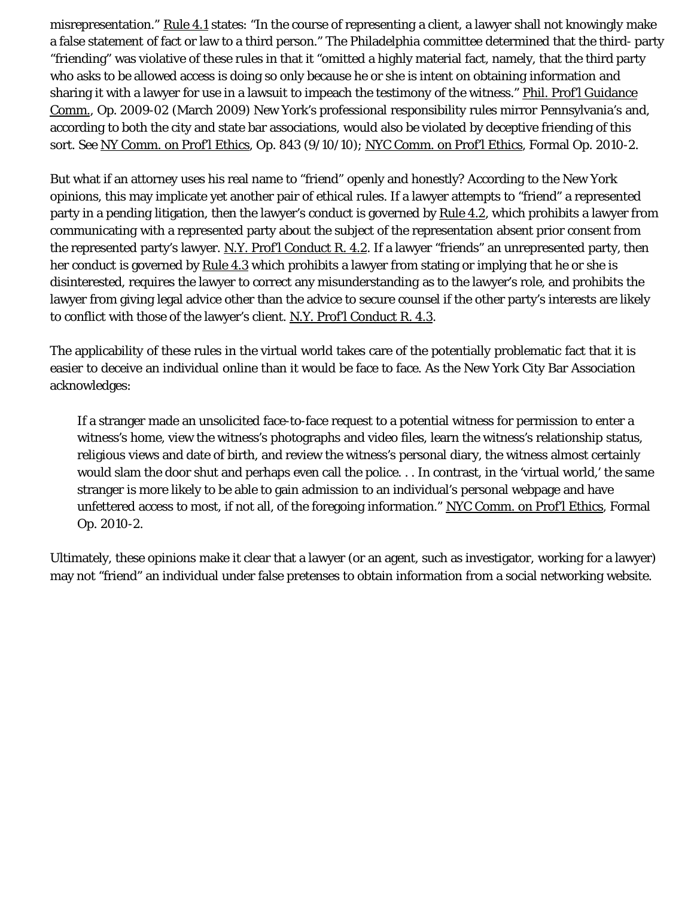misrepresentation." Rule 4.1 states: "In the course of representing a client, a lawyer shall not knowingly make a false statement of fact or law to a third person." The Philadelphia committee determined that the third- party "friending" was violative of these rules in that it "omitted a highly material fact, namely, that the third party who asks to be allowed access is doing so only because he or she is intent on obtaining information and sharing it with a lawyer for use in a lawsuit to impeach the testimony of the witness." Phil. Prof'l Guidance Comm., Op. 2009-02 (March 2009) New York's professional responsibility rules mirror Pennsylvania's and, according to both the city and state bar associations, would also be violated by deceptive friending of this sort. See NY Comm. on Prof'l Ethics, Op. 843 (9/10/10); NYC Comm. on Prof'l Ethics, Formal Op. 2010-2.

But what if an attorney uses his real name to "friend" openly and honestly? According to the New York opinions, this may implicate yet another pair of ethical rules. If a lawyer attempts to "friend" a represented party in a pending litigation, then the lawyer's conduct is governed by Rule 4.2, which prohibits a lawyer from communicating with a represented party about the subject of the representation absent prior consent from the represented party's lawyer. N.Y. Prof'l Conduct R. 4.2. If a lawyer "friends" an unrepresented party, then her conduct is governed by Rule 4.3 which prohibits a lawyer from stating or implying that he or she is disinterested, requires the lawyer to correct any misunderstanding as to the lawyer's role, and prohibits the lawyer from giving legal advice other than the advice to secure counsel if the other party's interests are likely to conflict with those of the lawyer's client. N.Y. Prof'l Conduct R. 4.3.

The applicability of these rules in the virtual world takes care of the potentially problematic fact that it is easier to deceive an individual online than it would be face to face. As the New York City Bar Association acknowledges:

> If a stranger made an unsolicited face-to-face request to a potential witness for permission to enter a witness's home, view the witness's photographs and video files, learn the witness's relationship status, religious views and date of birth, and review the witness's personal diary, the witness almost certainly would slam the door shut and perhaps even call the police. . . In contrast, in the 'virtual world,' the same stranger is more likely to be able to gain admission to an individual's personal webpage and have unfettered access to most, if not all, of the foregoing information." NYC Comm. on Prof'l Ethics, Formal Op. 2010-2.

Ultimately, these opinions make it clear that a lawyer (or an agent, such as investigator, working for a lawyer) may not "friend" an individual under false pretenses to obtain information from a social networking website.